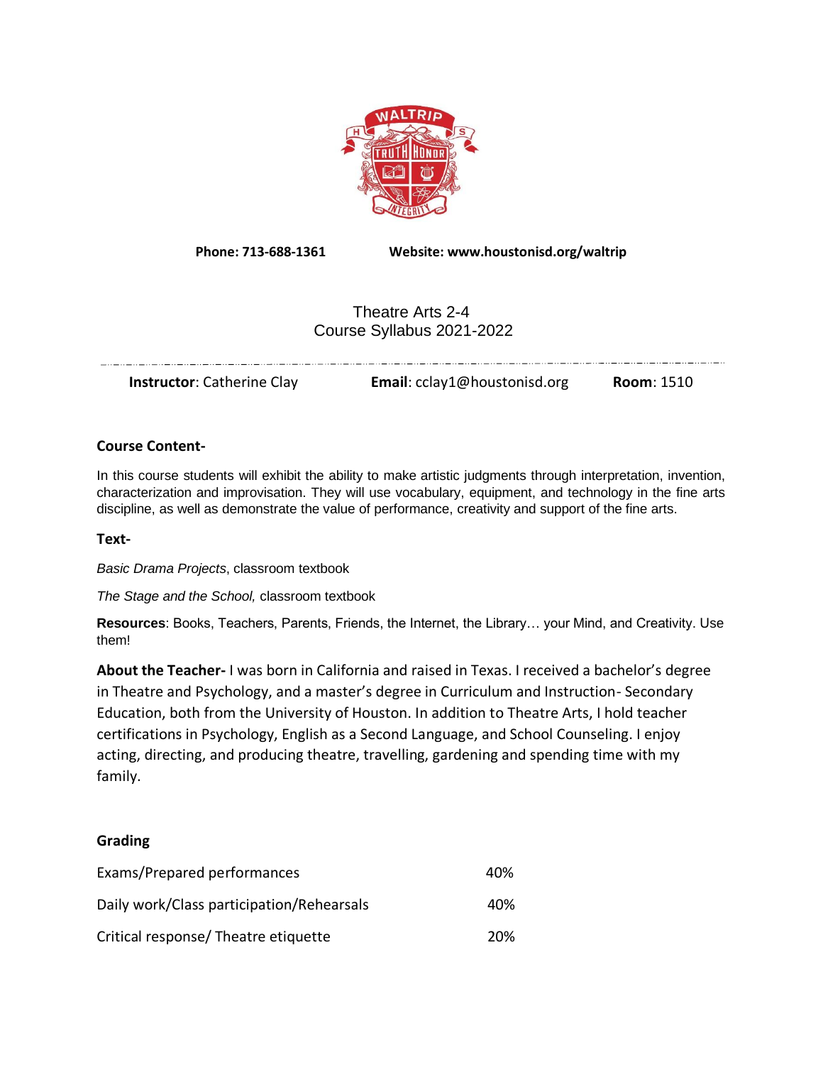**Phone: 713-688-1361** **Website: www.houstonisd.org/waltrip**

# Theatre Arts 2-4
## Course Syllabus 2021-2022

**Instructor**: Catherine Clay **Email**: cclay1@houstonisd.org **Room**: 1510

### Course Content-

In this course students will exhibit the ability to make artistic judgments through interpretation, invention, characterization and improvisation. They will use vocabulary, equipment, and technology in the fine arts discipline, as well as demonstrate the value of performance, creativity and support of the fine arts.

### Text-

*Basic Drama Projects*, classroom textbook

*The Stage and the School,* classroom textbook

**Resources**: Books, Teachers, Parents, Friends, the Internet, the Library… your Mind, and Creativity. Use them!

**About the Teacher-** I was born in California and raised in Texas. I received a bachelor's degree in Theatre and Psychology, and a master's degree in Curriculum and Instruction- Secondary Education, both from the University of Houston. In addition to Theatre Arts, I hold teacher certifications in Psychology, English as a Second Language, and School Counseling. I enjoy acting, directing, and producing theatre, travelling, gardening and spending time with my family.

### Grading

| | |
|---|---|
| Exams/Prepared performances | 40% |
| Daily work/Class participation/Rehearsals | 40% |
| Critical response/ Theatre etiquette | 20% |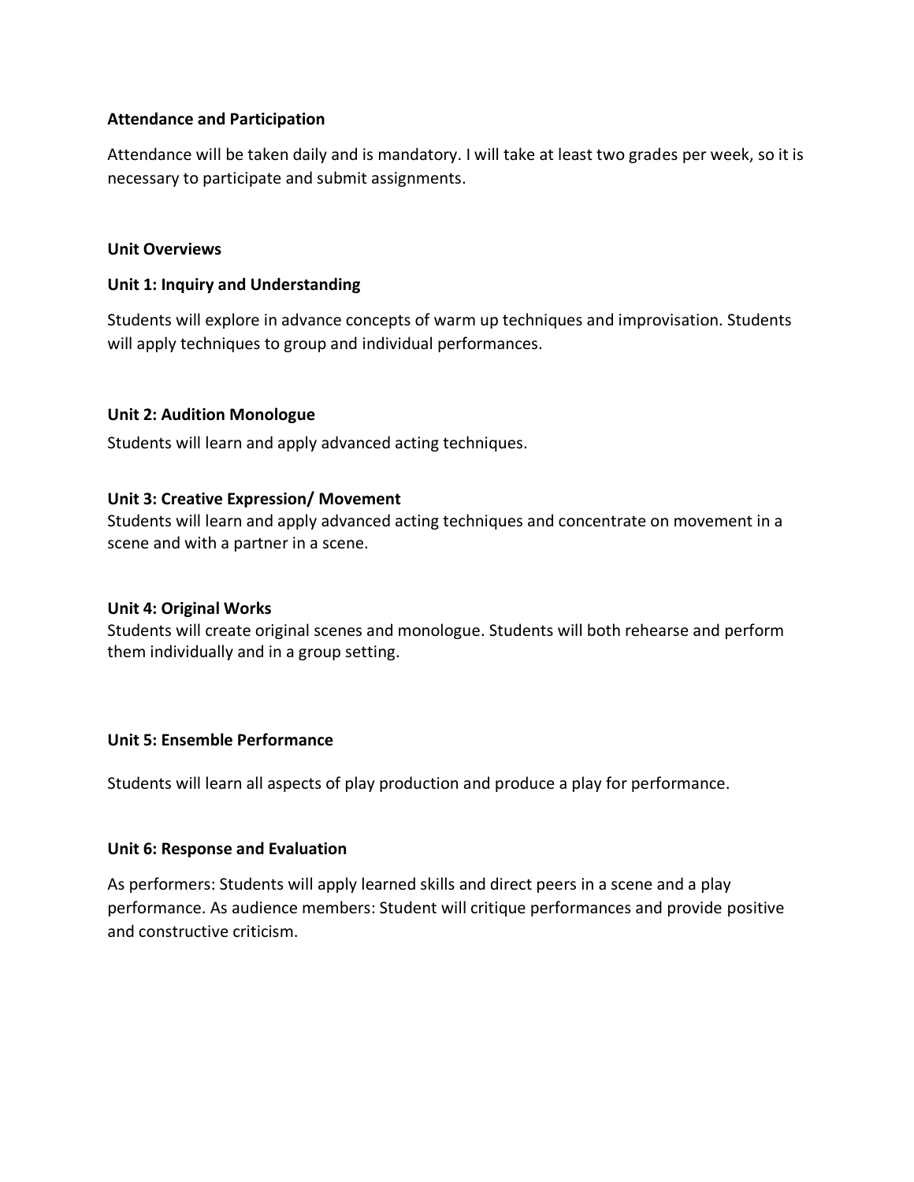## Attendance and Participation

Attendance will be taken daily and is mandatory. I will take at least two grades per week, so it is necessary to participate and submit assignments.

## Unit Overviews

### Unit 1: Inquiry and Understanding

Students will explore in advance concepts of warm up techniques and improvisation. Students will apply techniques to group and individual performances.

### Unit 2: Audition Monologue

Students will learn and apply advanced acting techniques.

### Unit 3: Creative Expression/ Movement

Students will learn and apply advanced acting techniques and concentrate on movement in a scene and with a partner in a scene.

### Unit 4: Original Works

Students will create original scenes and monologue. Students will both rehearse and perform them individually and in a group setting.

### Unit 5: Ensemble Performance

Students will learn all aspects of play production and produce a play for performance.

### Unit 6: Response and Evaluation

As performers: Students will apply learned skills and direct peers in a scene and a play performance. As audience members: Student will critique performances and provide positive and constructive criticism.